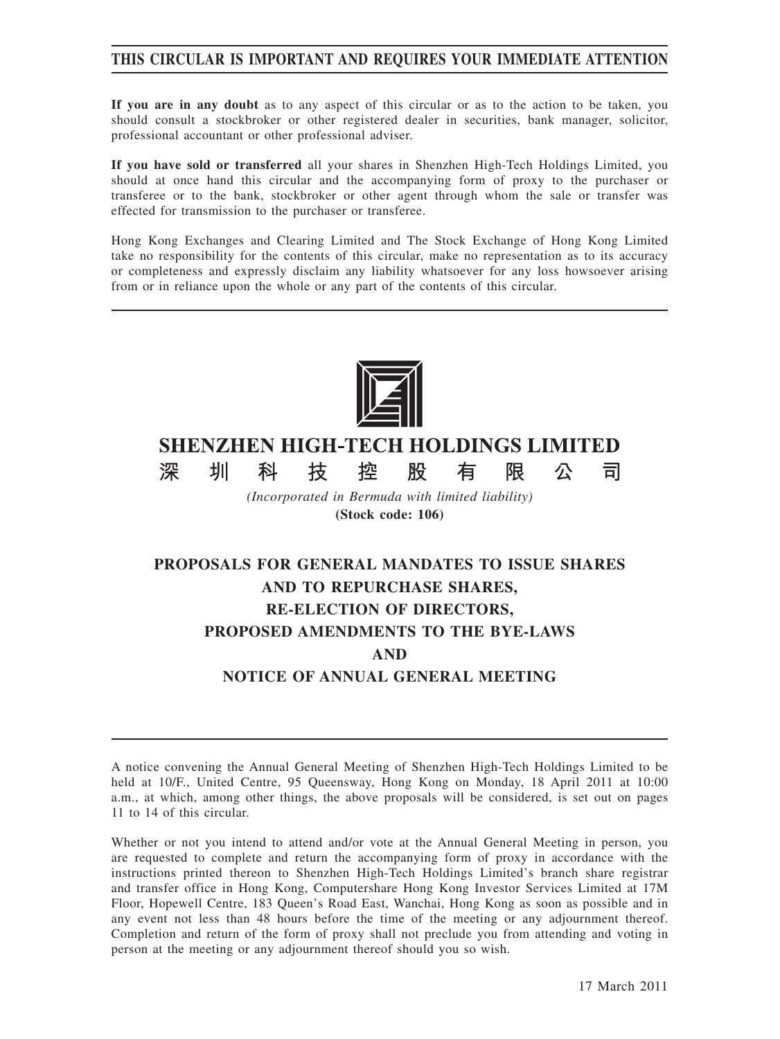**THIS CIRCULAR IS IMPORTANT AND REQUIRES YOUR IMMEDIATE ATTENTION**

**If you are in any doubt** as to any aspect of this circular or as to the action to be taken, you should consult a stockbroker or other registered dealer in securities, bank manager, solicitor, professional accountant or other professional adviser.

**If you have sold or transferred** all your shares in Shenzhen High-Tech Holdings Limited, you should at once hand this circular and the accompanying form of proxy to the purchaser or transferee or to the bank, stockbroker or other agent through whom the sale or transfer was effected for transmission to the purchaser or transferee.

Hong Kong Exchanges and Clearing Limited and The Stock Exchange of Hong Kong Limited take no responsibility for the contents of this circular, make no representation as to its accuracy or completeness and expressly disclaim any liability whatsoever for any loss howsoever arising from or in reliance upon the whole or any part of the contents of this circular.

# SHENZHEN HIGH-TECH HOLDINGS LIMITED
# 深圳科技控股有限公司

*(Incorporated in Bermuda with limited liability)*

**(Stock code: 106)**

## PROPOSALS FOR GENERAL MANDATES TO ISSUE SHARES AND TO REPURCHASE SHARES, RE-ELECTION OF DIRECTORS, PROPOSED AMENDMENTS TO THE BYE-LAWS AND NOTICE OF ANNUAL GENERAL MEETING

A notice convening the Annual General Meeting of Shenzhen High-Tech Holdings Limited to be held at 10/F., United Centre, 95 Queensway, Hong Kong on Monday, 18 April 2011 at 10:00 a.m., at which, among other things, the above proposals will be considered, is set out on pages 11 to 14 of this circular.

Whether or not you intend to attend and/or vote at the Annual General Meeting in person, you are requested to complete and return the accompanying form of proxy in accordance with the instructions printed thereon to Shenzhen High-Tech Holdings Limited's branch share registrar and transfer office in Hong Kong, Computershare Hong Kong Investor Services Limited at 17M Floor, Hopewell Centre, 183 Queen's Road East, Wanchai, Hong Kong as soon as possible and in any event not less than 48 hours before the time of the meeting or any adjournment thereof. Completion and return of the form of proxy shall not preclude you from attending and voting in person at the meeting or any adjournment thereof should you so wish.

17 March 2011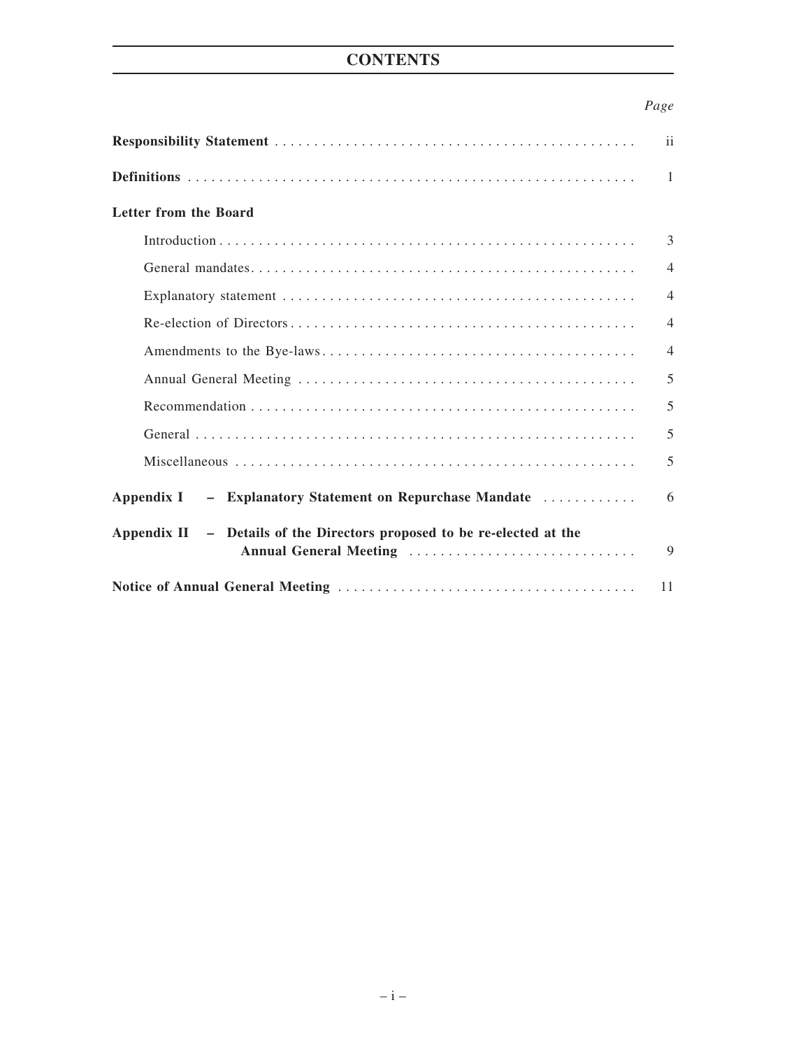# CONTENTS

| | *Page* |
|---|---|
| **Responsibility Statement** | ii |
| **Definitions** | 1 |
| **Letter from the Board** | |
| Introduction | 3 |
| General mandates | 4 |
| Explanatory statement | 4 |
| Re-election of Directors | 4 |
| Amendments to the Bye-laws | 4 |
| Annual General Meeting | 5 |
| Recommendation | 5 |
| General | 5 |
| Miscellaneous | 5 |
| **Appendix I – Explanatory Statement on Repurchase Mandate** | 6 |
| **Appendix II – Details of the Directors proposed to be re-elected at the Annual General Meeting** | 9 |
| **Notice of Annual General Meeting** | 11 |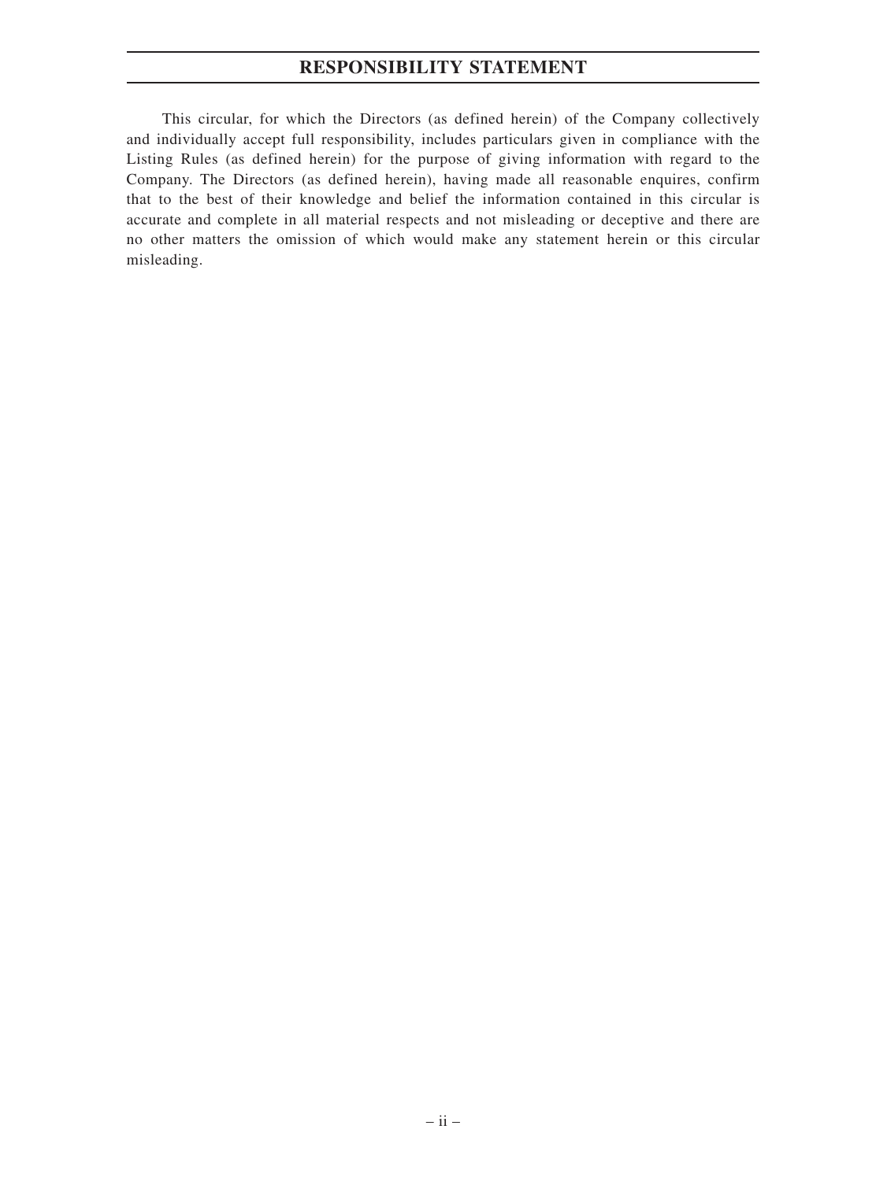# RESPONSIBILITY STATEMENT

This circular, for which the Directors (as defined herein) of the Company collectively and individually accept full responsibility, includes particulars given in compliance with the Listing Rules (as defined herein) for the purpose of giving information with regard to the Company. The Directors (as defined herein), having made all reasonable enquires, confirm that to the best of their knowledge and belief the information contained in this circular is accurate and complete in all material respects and not misleading or deceptive and there are no other matters the omission of which would make any statement herein or this circular misleading.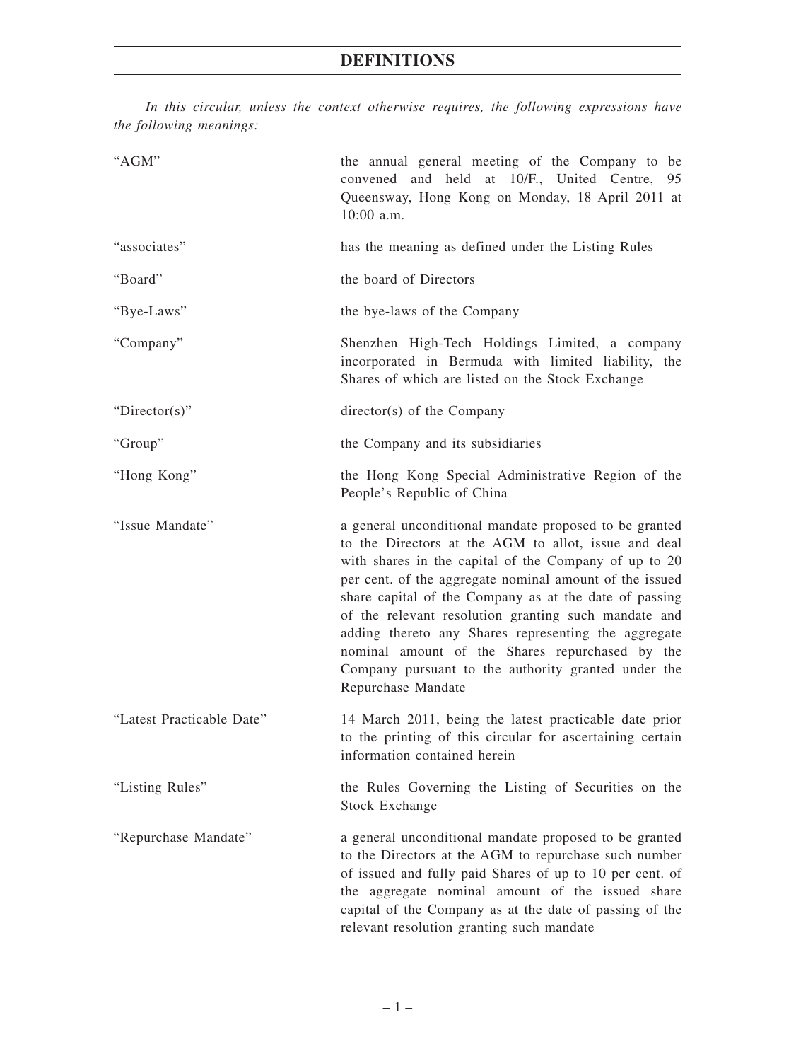# DEFINITIONS

*In this circular, unless the context otherwise requires, the following expressions have the following meanings:*

| | |
|---|---|
| "AGM" | the annual general meeting of the Company to be convened and held at 10/F., United Centre, 95 Queensway, Hong Kong on Monday, 18 April 2011 at 10:00 a.m. |
| "associates" | has the meaning as defined under the Listing Rules |
| "Board" | the board of Directors |
| "Bye-Laws" | the bye-laws of the Company |
| "Company" | Shenzhen High-Tech Holdings Limited, a company incorporated in Bermuda with limited liability, the Shares of which are listed on the Stock Exchange |
| "Director(s)" | director(s) of the Company |
| "Group" | the Company and its subsidiaries |
| "Hong Kong" | the Hong Kong Special Administrative Region of the People's Republic of China |
| "Issue Mandate" | a general unconditional mandate proposed to be granted to the Directors at the AGM to allot, issue and deal with shares in the capital of the Company of up to 20 per cent. of the aggregate nominal amount of the issued share capital of the Company as at the date of passing of the relevant resolution granting such mandate and adding thereto any Shares representing the aggregate nominal amount of the Shares repurchased by the Company pursuant to the authority granted under the Repurchase Mandate |
| "Latest Practicable Date" | 14 March 2011, being the latest practicable date prior to the printing of this circular for ascertaining certain information contained herein |
| "Listing Rules" | the Rules Governing the Listing of Securities on the Stock Exchange |
| "Repurchase Mandate" | a general unconditional mandate proposed to be granted to the Directors at the AGM to repurchase such number of issued and fully paid Shares of up to 10 per cent. of the aggregate nominal amount of the issued share capital of the Company as at the date of passing of the relevant resolution granting such mandate |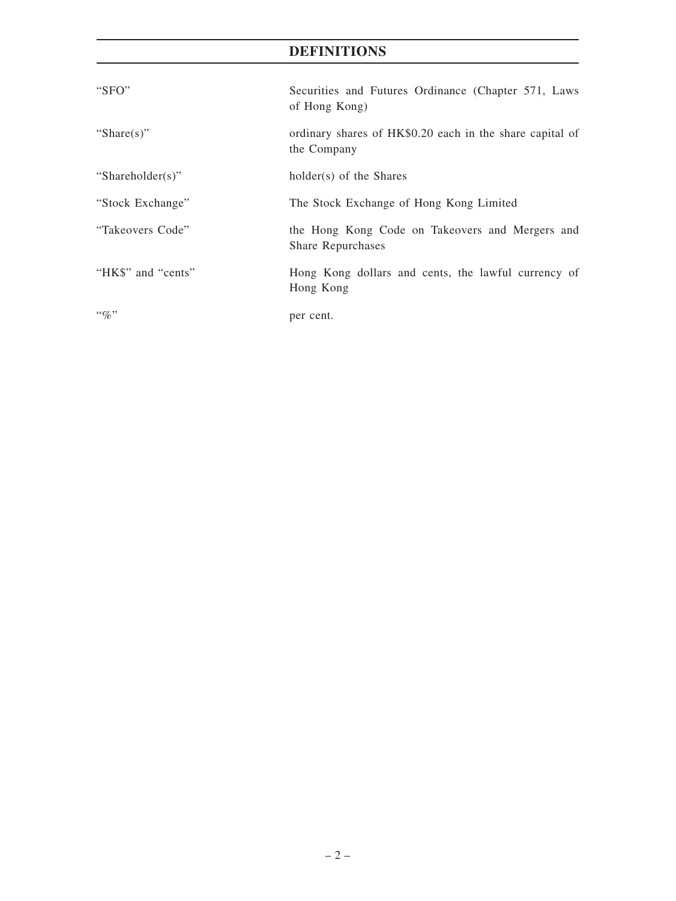# DEFINITIONS

| | |
|---|---|
| "SFO" | Securities and Futures Ordinance (Chapter 571, Laws of Hong Kong) |
| "Share(s)" | ordinary shares of HK$0.20 each in the share capital of the Company |
| "Shareholder(s)" | holder(s) of the Shares |
| "Stock Exchange" | The Stock Exchange of Hong Kong Limited |
| "Takeovers Code" | the Hong Kong Code on Takeovers and Mergers and Share Repurchases |
| "HK$" and "cents" | Hong Kong dollars and cents, the lawful currency of Hong Kong |
| "%" | per cent. |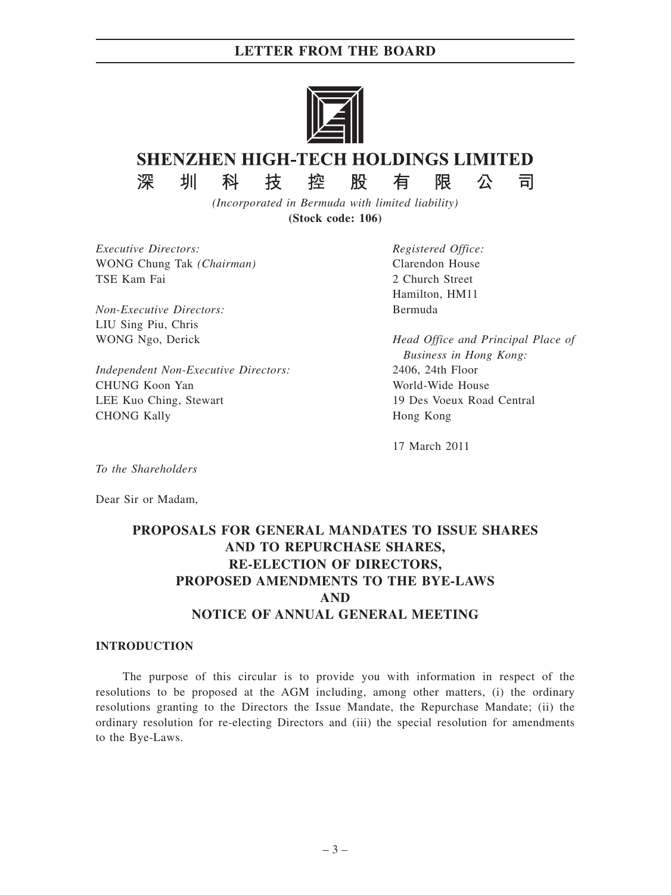# LETTER FROM THE BOARD

## SHENZHEN HIGH-TECH HOLDINGS LIMITED
## 深圳科技控股有限公司

*(Incorporated in Bermuda with limited liability)*

**(Stock code: 106)**

*Executive Directors:*
WONG Chung Tak *(Chairman)*
TSE Kam Fai

*Non-Executive Directors:*
LIU Sing Piu, Chris
WONG Ngo, Derick

*Independent Non-Executive Directors:*
CHUNG Koon Yan
LEE Kuo Ching, Stewart
CHONG Kally

*Registered Office:*
Clarendon House
2 Church Street
Hamilton, HM11
Bermuda

*Head Office and Principal Place of Business in Hong Kong:*
2406, 24th Floor
World-Wide House
19 Des Voeux Road Central
Hong Kong

17 March 2011

*To the Shareholders*

Dear Sir or Madam,

**PROPOSALS FOR GENERAL MANDATES TO ISSUE SHARES AND TO REPURCHASE SHARES, RE-ELECTION OF DIRECTORS, PROPOSED AMENDMENTS TO THE BYE-LAWS AND NOTICE OF ANNUAL GENERAL MEETING**

### INTRODUCTION

The purpose of this circular is to provide you with information in respect of the resolutions to be proposed at the AGM including, among other matters, (i) the ordinary resolutions granting to the Directors the Issue Mandate, the Repurchase Mandate; (ii) the ordinary resolution for re-electing Directors and (iii) the special resolution for amendments to the Bye-Laws.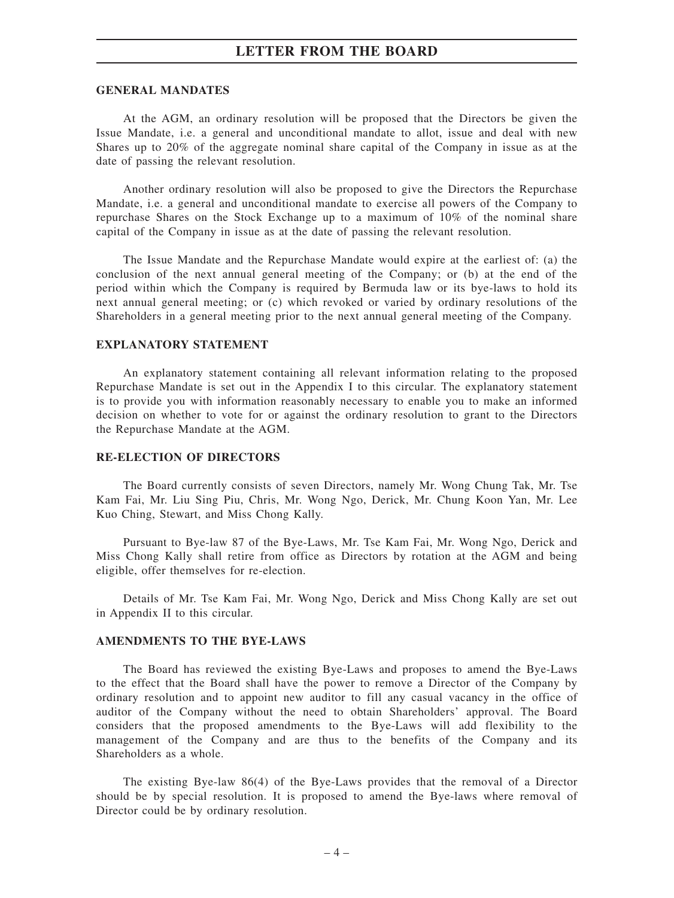## GENERAL MANDATES

At the AGM, an ordinary resolution will be proposed that the Directors be given the Issue Mandate, i.e. a general and unconditional mandate to allot, issue and deal with new Shares up to 20% of the aggregate nominal share capital of the Company in issue as at the date of passing the relevant resolution.

Another ordinary resolution will also be proposed to give the Directors the Repurchase Mandate, i.e. a general and unconditional mandate to exercise all powers of the Company to repurchase Shares on the Stock Exchange up to a maximum of 10% of the nominal share capital of the Company in issue as at the date of passing the relevant resolution.

The Issue Mandate and the Repurchase Mandate would expire at the earliest of: (a) the conclusion of the next annual general meeting of the Company; or (b) at the end of the period within which the Company is required by Bermuda law or its bye-laws to hold its next annual general meeting; or (c) which revoked or varied by ordinary resolutions of the Shareholders in a general meeting prior to the next annual general meeting of the Company.

## EXPLANATORY STATEMENT

An explanatory statement containing all relevant information relating to the proposed Repurchase Mandate is set out in the Appendix I to this circular. The explanatory statement is to provide you with information reasonably necessary to enable you to make an informed decision on whether to vote for or against the ordinary resolution to grant to the Directors the Repurchase Mandate at the AGM.

## RE-ELECTION OF DIRECTORS

The Board currently consists of seven Directors, namely Mr. Wong Chung Tak, Mr. Tse Kam Fai, Mr. Liu Sing Piu, Chris, Mr. Wong Ngo, Derick, Mr. Chung Koon Yan, Mr. Lee Kuo Ching, Stewart, and Miss Chong Kally.

Pursuant to Bye-law 87 of the Bye-Laws, Mr. Tse Kam Fai, Mr. Wong Ngo, Derick and Miss Chong Kally shall retire from office as Directors by rotation at the AGM and being eligible, offer themselves for re-election.

Details of Mr. Tse Kam Fai, Mr. Wong Ngo, Derick and Miss Chong Kally are set out in Appendix II to this circular.

## AMENDMENTS TO THE BYE-LAWS

The Board has reviewed the existing Bye-Laws and proposes to amend the Bye-Laws to the effect that the Board shall have the power to remove a Director of the Company by ordinary resolution and to appoint new auditor to fill any casual vacancy in the office of auditor of the Company without the need to obtain Shareholders' approval. The Board considers that the proposed amendments to the Bye-Laws will add flexibility to the management of the Company and are thus to the benefits of the Company and its Shareholders as a whole.

The existing Bye-law 86(4) of the Bye-Laws provides that the removal of a Director should be by special resolution. It is proposed to amend the Bye-laws where removal of Director could be by ordinary resolution.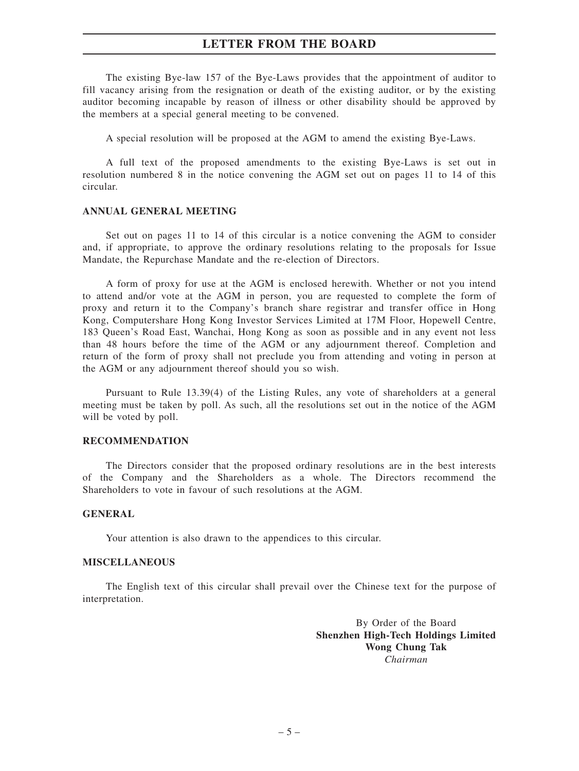The existing Bye-law 157 of the Bye-Laws provides that the appointment of auditor to fill vacancy arising from the resignation or death of the existing auditor, or by the existing auditor becoming incapable by reason of illness or other disability should be approved by the members at a special general meeting to be convened.

A special resolution will be proposed at the AGM to amend the existing Bye-Laws.

A full text of the proposed amendments to the existing Bye-Laws is set out in resolution numbered 8 in the notice convening the AGM set out on pages 11 to 14 of this circular.

**ANNUAL GENERAL MEETING**

Set out on pages 11 to 14 of this circular is a notice convening the AGM to consider and, if appropriate, to approve the ordinary resolutions relating to the proposals for Issue Mandate, the Repurchase Mandate and the re-election of Directors.

A form of proxy for use at the AGM is enclosed herewith. Whether or not you intend to attend and/or vote at the AGM in person, you are requested to complete the form of proxy and return it to the Company's branch share registrar and transfer office in Hong Kong, Computershare Hong Kong Investor Services Limited at 17M Floor, Hopewell Centre, 183 Queen's Road East, Wanchai, Hong Kong as soon as possible and in any event not less than 48 hours before the time of the AGM or any adjournment thereof. Completion and return of the form of proxy shall not preclude you from attending and voting in person at the AGM or any adjournment thereof should you so wish.

Pursuant to Rule 13.39(4) of the Listing Rules, any vote of shareholders at a general meeting must be taken by poll. As such, all the resolutions set out in the notice of the AGM will be voted by poll.

**RECOMMENDATION**

The Directors consider that the proposed ordinary resolutions are in the best interests of the Company and the Shareholders as a whole. The Directors recommend the Shareholders to vote in favour of such resolutions at the AGM.

**GENERAL**

Your attention is also drawn to the appendices to this circular.

**MISCELLANEOUS**

The English text of this circular shall prevail over the Chinese text for the purpose of interpretation.

By Order of the Board
**Shenzhen High-Tech Holdings Limited**
**Wong Chung Tak**
*Chairman*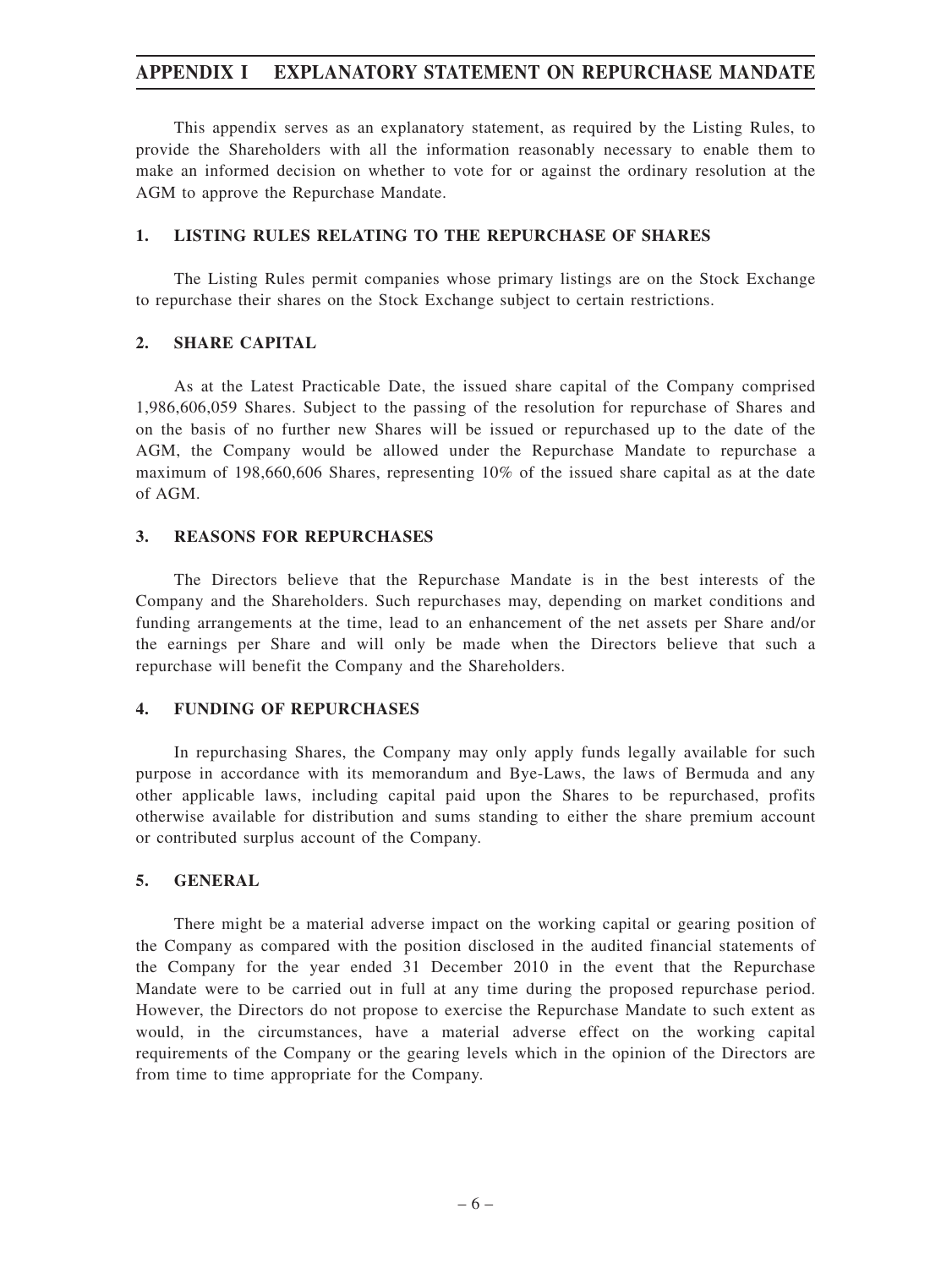# APPENDIX I EXPLANATORY STATEMENT ON REPURCHASE MANDATE

This appendix serves as an explanatory statement, as required by the Listing Rules, to provide the Shareholders with all the information reasonably necessary to enable them to make an informed decision on whether to vote for or against the ordinary resolution at the AGM to approve the Repurchase Mandate.

## 1. LISTING RULES RELATING TO THE REPURCHASE OF SHARES

The Listing Rules permit companies whose primary listings are on the Stock Exchange to repurchase their shares on the Stock Exchange subject to certain restrictions.

## 2. SHARE CAPITAL

As at the Latest Practicable Date, the issued share capital of the Company comprised 1,986,606,059 Shares. Subject to the passing of the resolution for repurchase of Shares and on the basis of no further new Shares will be issued or repurchased up to the date of the AGM, the Company would be allowed under the Repurchase Mandate to repurchase a maximum of 198,660,606 Shares, representing 10% of the issued share capital as at the date of AGM.

## 3. REASONS FOR REPURCHASES

The Directors believe that the Repurchase Mandate is in the best interests of the Company and the Shareholders. Such repurchases may, depending on market conditions and funding arrangements at the time, lead to an enhancement of the net assets per Share and/or the earnings per Share and will only be made when the Directors believe that such a repurchase will benefit the Company and the Shareholders.

## 4. FUNDING OF REPURCHASES

In repurchasing Shares, the Company may only apply funds legally available for such purpose in accordance with its memorandum and Bye-Laws, the laws of Bermuda and any other applicable laws, including capital paid upon the Shares to be repurchased, profits otherwise available for distribution and sums standing to either the share premium account or contributed surplus account of the Company.

## 5. GENERAL

There might be a material adverse impact on the working capital or gearing position of the Company as compared with the position disclosed in the audited financial statements of the Company for the year ended 31 December 2010 in the event that the Repurchase Mandate were to be carried out in full at any time during the proposed repurchase period. However, the Directors do not propose to exercise the Repurchase Mandate to such extent as would, in the circumstances, have a material adverse effect on the working capital requirements of the Company or the gearing levels which in the opinion of the Directors are from time to time appropriate for the Company.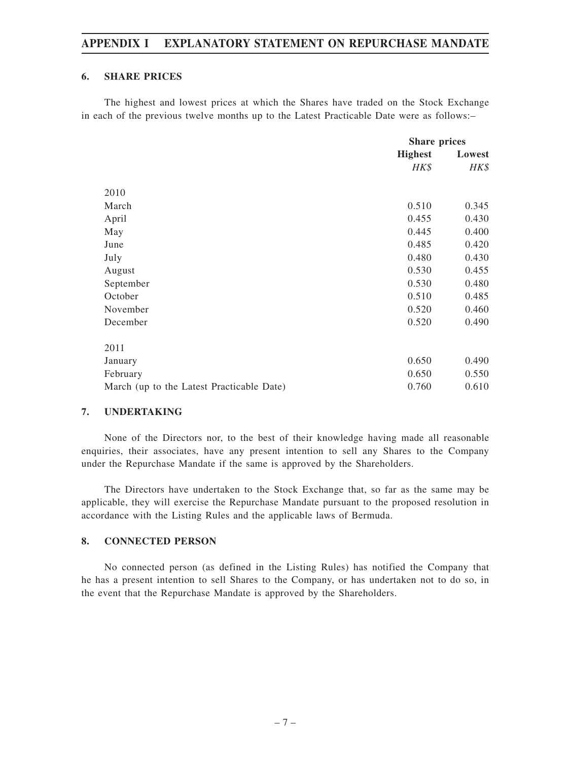## 6. SHARE PRICES

The highest and lowest prices at which the Shares have traded on the Stock Exchange in each of the previous twelve months up to the Latest Practicable Date were as follows:–

| | Share prices | |
|---|---|---|
| | **Highest** | **Lowest** |
| | *HK$* | *HK$* |
| 2010 | | |
| March | 0.510 | 0.345 |
| April | 0.455 | 0.430 |
| May | 0.445 | 0.400 |
| June | 0.485 | 0.420 |
| July | 0.480 | 0.430 |
| August | 0.530 | 0.455 |
| September | 0.530 | 0.480 |
| October | 0.510 | 0.485 |
| November | 0.520 | 0.460 |
| December | 0.520 | 0.490 |
| 2011 | | |
| January | 0.650 | 0.490 |
| February | 0.650 | 0.550 |
| March (up to the Latest Practicable Date) | 0.760 | 0.610 |

## 7. UNDERTAKING

None of the Directors nor, to the best of their knowledge having made all reasonable enquiries, their associates, have any present intention to sell any Shares to the Company under the Repurchase Mandate if the same is approved by the Shareholders.

The Directors have undertaken to the Stock Exchange that, so far as the same may be applicable, they will exercise the Repurchase Mandate pursuant to the proposed resolution in accordance with the Listing Rules and the applicable laws of Bermuda.

## 8. CONNECTED PERSON

No connected person (as defined in the Listing Rules) has notified the Company that he has a present intention to sell Shares to the Company, or has undertaken not to do so, in the event that the Repurchase Mandate is approved by the Shareholders.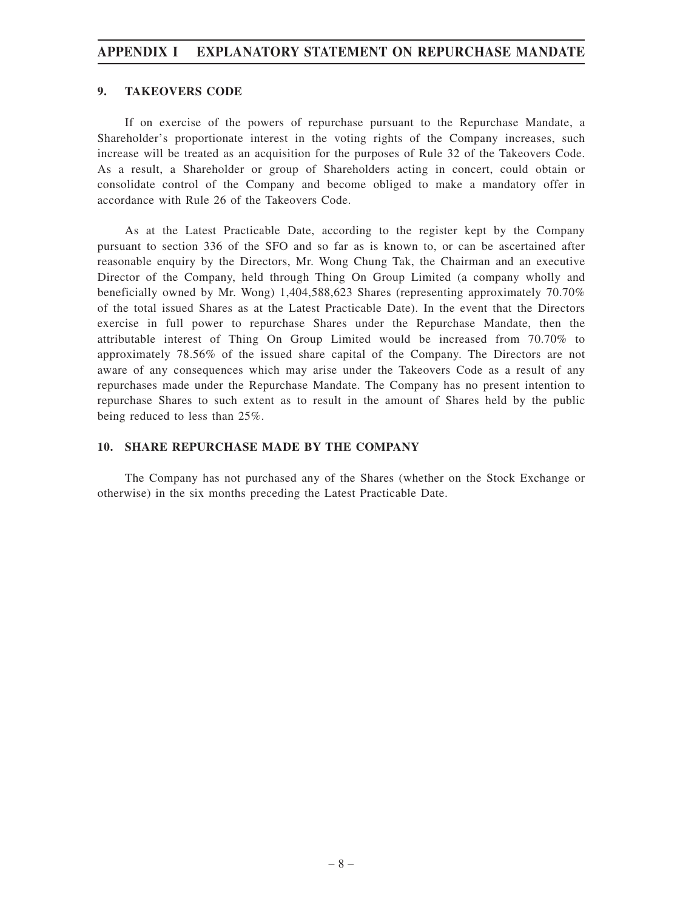## 9. TAKEOVERS CODE

If on exercise of the powers of repurchase pursuant to the Repurchase Mandate, a Shareholder's proportionate interest in the voting rights of the Company increases, such increase will be treated as an acquisition for the purposes of Rule 32 of the Takeovers Code. As a result, a Shareholder or group of Shareholders acting in concert, could obtain or consolidate control of the Company and become obliged to make a mandatory offer in accordance with Rule 26 of the Takeovers Code.

As at the Latest Practicable Date, according to the register kept by the Company pursuant to section 336 of the SFO and so far as is known to, or can be ascertained after reasonable enquiry by the Directors, Mr. Wong Chung Tak, the Chairman and an executive Director of the Company, held through Thing On Group Limited (a company wholly and beneficially owned by Mr. Wong) 1,404,588,623 Shares (representing approximately 70.70% of the total issued Shares as at the Latest Practicable Date). In the event that the Directors exercise in full power to repurchase Shares under the Repurchase Mandate, then the attributable interest of Thing On Group Limited would be increased from 70.70% to approximately 78.56% of the issued share capital of the Company. The Directors are not aware of any consequences which may arise under the Takeovers Code as a result of any repurchases made under the Repurchase Mandate. The Company has no present intention to repurchase Shares to such extent as to result in the amount of Shares held by the public being reduced to less than 25%.

## 10. SHARE REPURCHASE MADE BY THE COMPANY

The Company has not purchased any of the Shares (whether on the Stock Exchange or otherwise) in the six months preceding the Latest Practicable Date.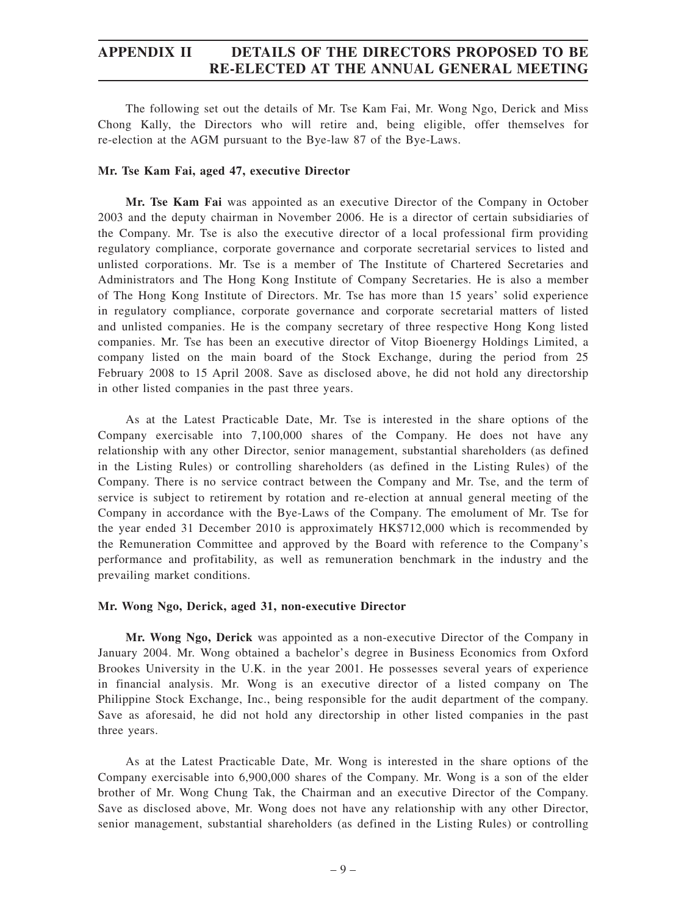# APPENDIX II DETAILS OF THE DIRECTORS PROPOSED TO BE RE-ELECTED AT THE ANNUAL GENERAL MEETING

The following set out the details of Mr. Tse Kam Fai, Mr. Wong Ngo, Derick and Miss Chong Kally, the Directors who will retire and, being eligible, offer themselves for re-election at the AGM pursuant to the Bye-law 87 of the Bye-Laws.

**Mr. Tse Kam Fai, aged 47, executive Director**

**Mr. Tse Kam Fai** was appointed as an executive Director of the Company in October 2003 and the deputy chairman in November 2006. He is a director of certain subsidiaries of the Company. Mr. Tse is also the executive director of a local professional firm providing regulatory compliance, corporate governance and corporate secretarial services to listed and unlisted corporations. Mr. Tse is a member of The Institute of Chartered Secretaries and Administrators and The Hong Kong Institute of Company Secretaries. He is also a member of The Hong Kong Institute of Directors. Mr. Tse has more than 15 years' solid experience in regulatory compliance, corporate governance and corporate secretarial matters of listed and unlisted companies. He is the company secretary of three respective Hong Kong listed companies. Mr. Tse has been an executive director of Vitop Bioenergy Holdings Limited, a company listed on the main board of the Stock Exchange, during the period from 25 February 2008 to 15 April 2008. Save as disclosed above, he did not hold any directorship in other listed companies in the past three years.

As at the Latest Practicable Date, Mr. Tse is interested in the share options of the Company exercisable into 7,100,000 shares of the Company. He does not have any relationship with any other Director, senior management, substantial shareholders (as defined in the Listing Rules) or controlling shareholders (as defined in the Listing Rules) of the Company. There is no service contract between the Company and Mr. Tse, and the term of service is subject to retirement by rotation and re-election at annual general meeting of the Company in accordance with the Bye-Laws of the Company. The emolument of Mr. Tse for the year ended 31 December 2010 is approximately HK$712,000 which is recommended by the Remuneration Committee and approved by the Board with reference to the Company's performance and profitability, as well as remuneration benchmark in the industry and the prevailing market conditions.

**Mr. Wong Ngo, Derick, aged 31, non-executive Director**

**Mr. Wong Ngo, Derick** was appointed as a non-executive Director of the Company in January 2004. Mr. Wong obtained a bachelor's degree in Business Economics from Oxford Brookes University in the U.K. in the year 2001. He possesses several years of experience in financial analysis. Mr. Wong is an executive director of a listed company on The Philippine Stock Exchange, Inc., being responsible for the audit department of the company. Save as aforesaid, he did not hold any directorship in other listed companies in the past three years.

As at the Latest Practicable Date, Mr. Wong is interested in the share options of the Company exercisable into 6,900,000 shares of the Company. Mr. Wong is a son of the elder brother of Mr. Wong Chung Tak, the Chairman and an executive Director of the Company. Save as disclosed above, Mr. Wong does not have any relationship with any other Director, senior management, substantial shareholders (as defined in the Listing Rules) or controlling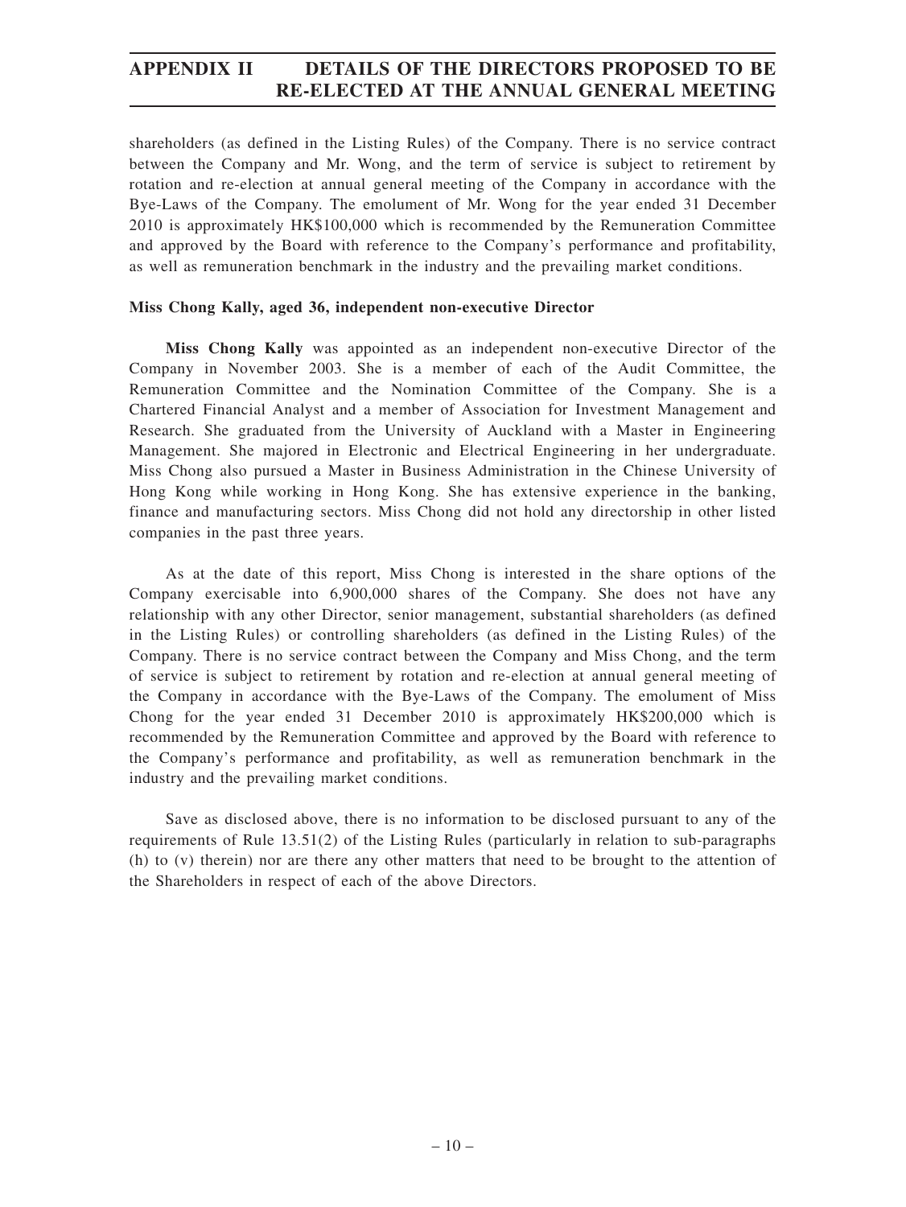shareholders (as defined in the Listing Rules) of the Company. There is no service contract between the Company and Mr. Wong, and the term of service is subject to retirement by rotation and re-election at annual general meeting of the Company in accordance with the Bye-Laws of the Company. The emolument of Mr. Wong for the year ended 31 December 2010 is approximately HK$100,000 which is recommended by the Remuneration Committee and approved by the Board with reference to the Company's performance and profitability, as well as remuneration benchmark in the industry and the prevailing market conditions.

**Miss Chong Kally, aged 36, independent non-executive Director**

**Miss Chong Kally** was appointed as an independent non-executive Director of the Company in November 2003. She is a member of each of the Audit Committee, the Remuneration Committee and the Nomination Committee of the Company. She is a Chartered Financial Analyst and a member of Association for Investment Management and Research. She graduated from the University of Auckland with a Master in Engineering Management. She majored in Electronic and Electrical Engineering in her undergraduate. Miss Chong also pursued a Master in Business Administration in the Chinese University of Hong Kong while working in Hong Kong. She has extensive experience in the banking, finance and manufacturing sectors. Miss Chong did not hold any directorship in other listed companies in the past three years.

As at the date of this report, Miss Chong is interested in the share options of the Company exercisable into 6,900,000 shares of the Company. She does not have any relationship with any other Director, senior management, substantial shareholders (as defined in the Listing Rules) or controlling shareholders (as defined in the Listing Rules) of the Company. There is no service contract between the Company and Miss Chong, and the term of service is subject to retirement by rotation and re-election at annual general meeting of the Company in accordance with the Bye-Laws of the Company. The emolument of Miss Chong for the year ended 31 December 2010 is approximately HK$200,000 which is recommended by the Remuneration Committee and approved by the Board with reference to the Company's performance and profitability, as well as remuneration benchmark in the industry and the prevailing market conditions.

Save as disclosed above, there is no information to be disclosed pursuant to any of the requirements of Rule 13.51(2) of the Listing Rules (particularly in relation to sub-paragraphs (h) to (v) therein) nor are there any other matters that need to be brought to the attention of the Shareholders in respect of each of the above Directors.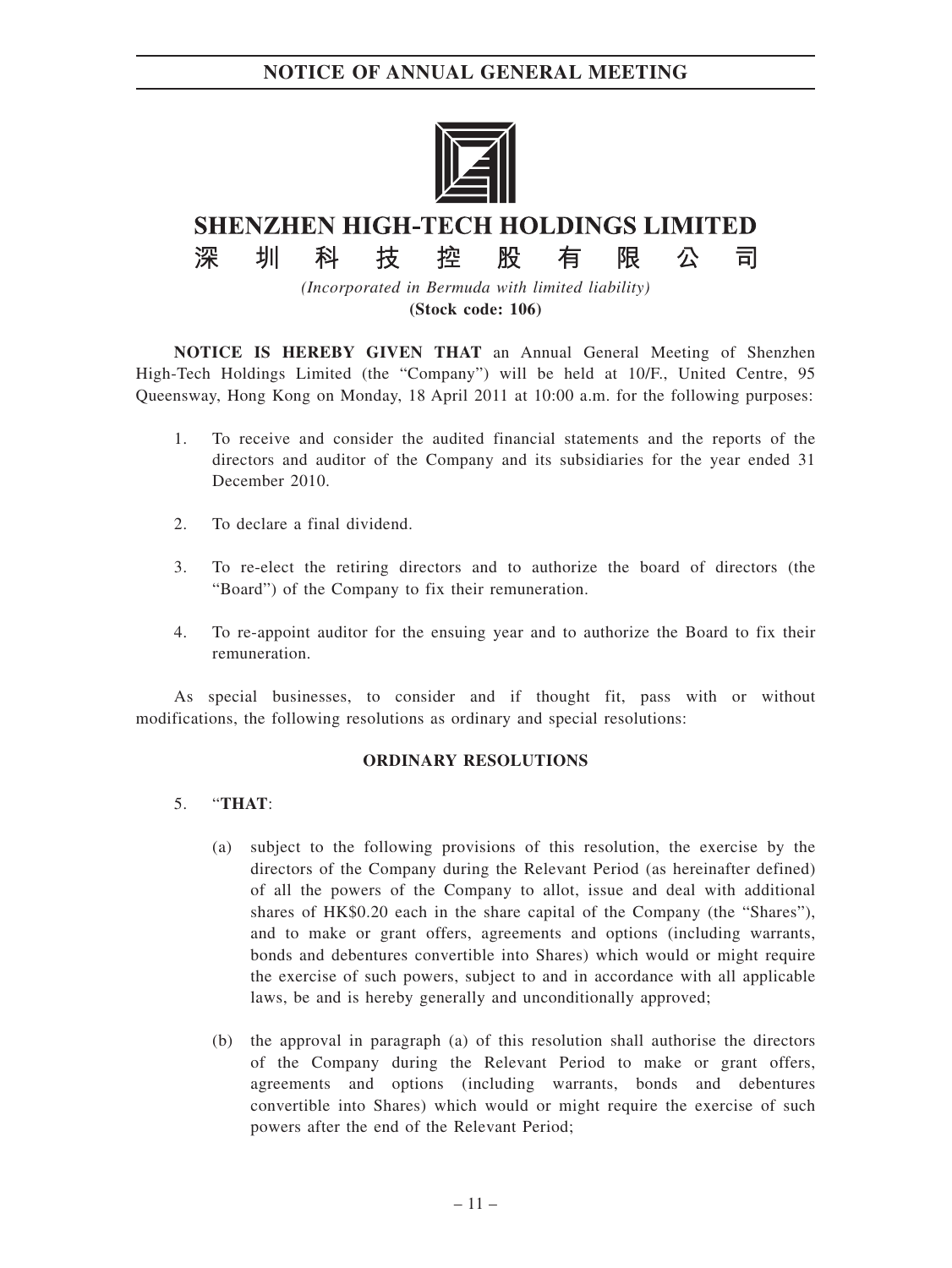# NOTICE OF ANNUAL GENERAL MEETING

## SHENZHEN HIGH-TECH HOLDINGS LIMITED

## 深圳科技控股有限公司

*(Incorporated in Bermuda with limited liability)*

**(Stock code: 106)**

**NOTICE IS HEREBY GIVEN THAT** an Annual General Meeting of Shenzhen High-Tech Holdings Limited (the "Company") will be held at 10/F., United Centre, 95 Queensway, Hong Kong on Monday, 18 April 2011 at 10:00 a.m. for the following purposes:

1. To receive and consider the audited financial statements and the reports of the directors and auditor of the Company and its subsidiaries for the year ended 31 December 2010.

2. To declare a final dividend.

3. To re-elect the retiring directors and to authorize the board of directors (the "Board") of the Company to fix their remuneration.

4. To re-appoint auditor for the ensuing year and to authorize the Board to fix their remuneration.

As special businesses, to consider and if thought fit, pass with or without modifications, the following resolutions as ordinary and special resolutions:

**ORDINARY RESOLUTIONS**

5. "**THAT**:

   (a) subject to the following provisions of this resolution, the exercise by the directors of the Company during the Relevant Period (as hereinafter defined) of all the powers of the Company to allot, issue and deal with additional shares of HK$0.20 each in the share capital of the Company (the "Shares"), and to make or grant offers, agreements and options (including warrants, bonds and debentures convertible into Shares) which would or might require the exercise of such powers, subject to and in accordance with all applicable laws, be and is hereby generally and unconditionally approved;

   (b) the approval in paragraph (a) of this resolution shall authorise the directors of the Company during the Relevant Period to make or grant offers, agreements and options (including warrants, bonds and debentures convertible into Shares) which would or might require the exercise of such powers after the end of the Relevant Period;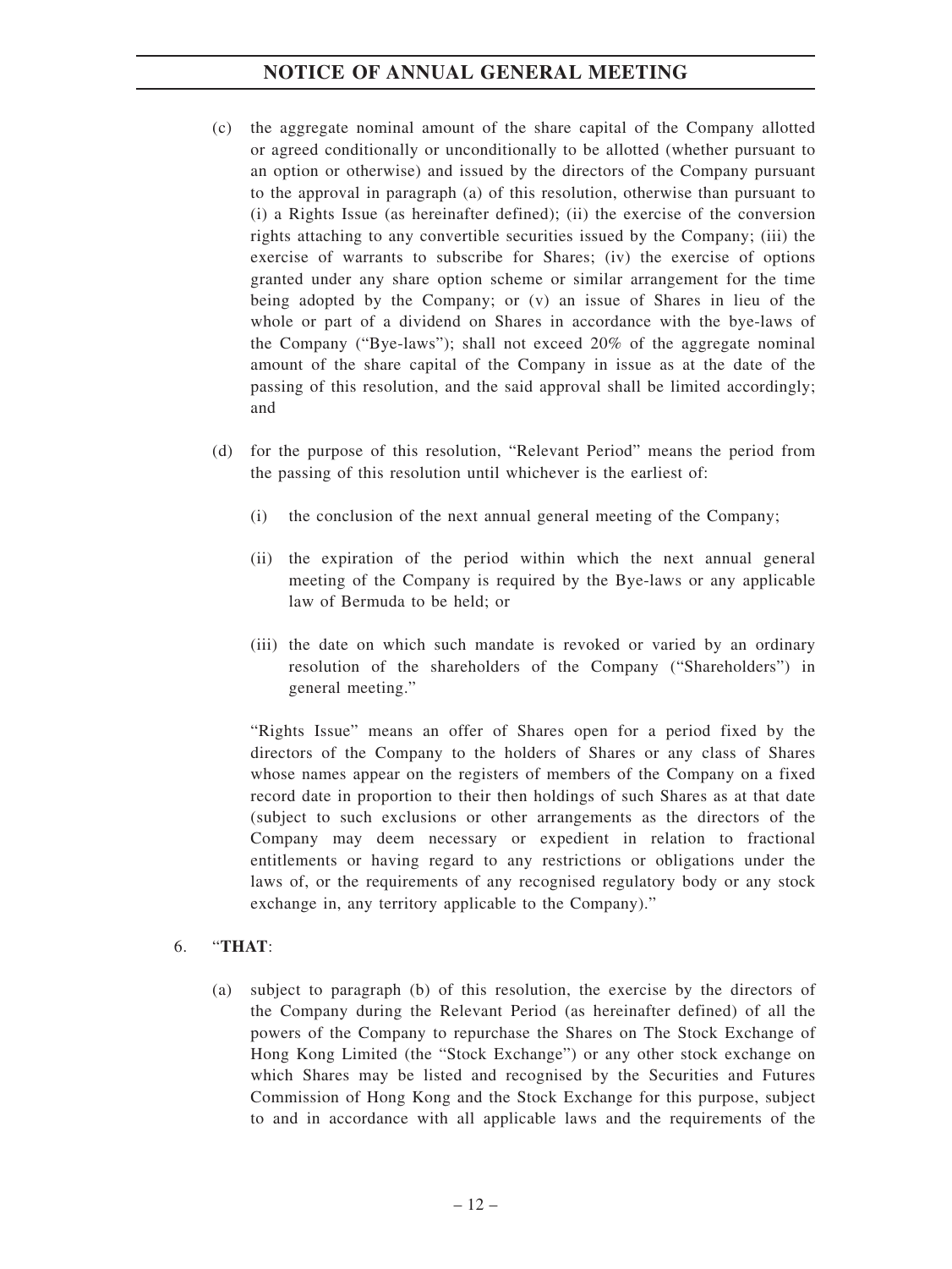(c) the aggregate nominal amount of the share capital of the Company allotted or agreed conditionally or unconditionally to be allotted (whether pursuant to an option or otherwise) and issued by the directors of the Company pursuant to the approval in paragraph (a) of this resolution, otherwise than pursuant to (i) a Rights Issue (as hereinafter defined); (ii) the exercise of the conversion rights attaching to any convertible securities issued by the Company; (iii) the exercise of warrants to subscribe for Shares; (iv) the exercise of options granted under any share option scheme or similar arrangement for the time being adopted by the Company; or (v) an issue of Shares in lieu of the whole or part of a dividend on Shares in accordance with the bye-laws of the Company ("Bye-laws"); shall not exceed 20% of the aggregate nominal amount of the share capital of the Company in issue as at the date of the passing of this resolution, and the said approval shall be limited accordingly; and

(d) for the purpose of this resolution, "Relevant Period" means the period from the passing of this resolution until whichever is the earliest of:

(i) the conclusion of the next annual general meeting of the Company;

(ii) the expiration of the period within which the next annual general meeting of the Company is required by the Bye-laws or any applicable law of Bermuda to be held; or

(iii) the date on which such mandate is revoked or varied by an ordinary resolution of the shareholders of the Company ("Shareholders") in general meeting."

"Rights Issue" means an offer of Shares open for a period fixed by the directors of the Company to the holders of Shares or any class of Shares whose names appear on the registers of members of the Company on a fixed record date in proportion to their then holdings of such Shares as at that date (subject to such exclusions or other arrangements as the directors of the Company may deem necessary or expedient in relation to fractional entitlements or having regard to any restrictions or obligations under the laws of, or the requirements of any recognised regulatory body or any stock exchange in, any territory applicable to the Company)."

6. "**THAT**:

(a) subject to paragraph (b) of this resolution, the exercise by the directors of the Company during the Relevant Period (as hereinafter defined) of all the powers of the Company to repurchase the Shares on The Stock Exchange of Hong Kong Limited (the "Stock Exchange") or any other stock exchange on which Shares may be listed and recognised by the Securities and Futures Commission of Hong Kong and the Stock Exchange for this purpose, subject to and in accordance with all applicable laws and the requirements of the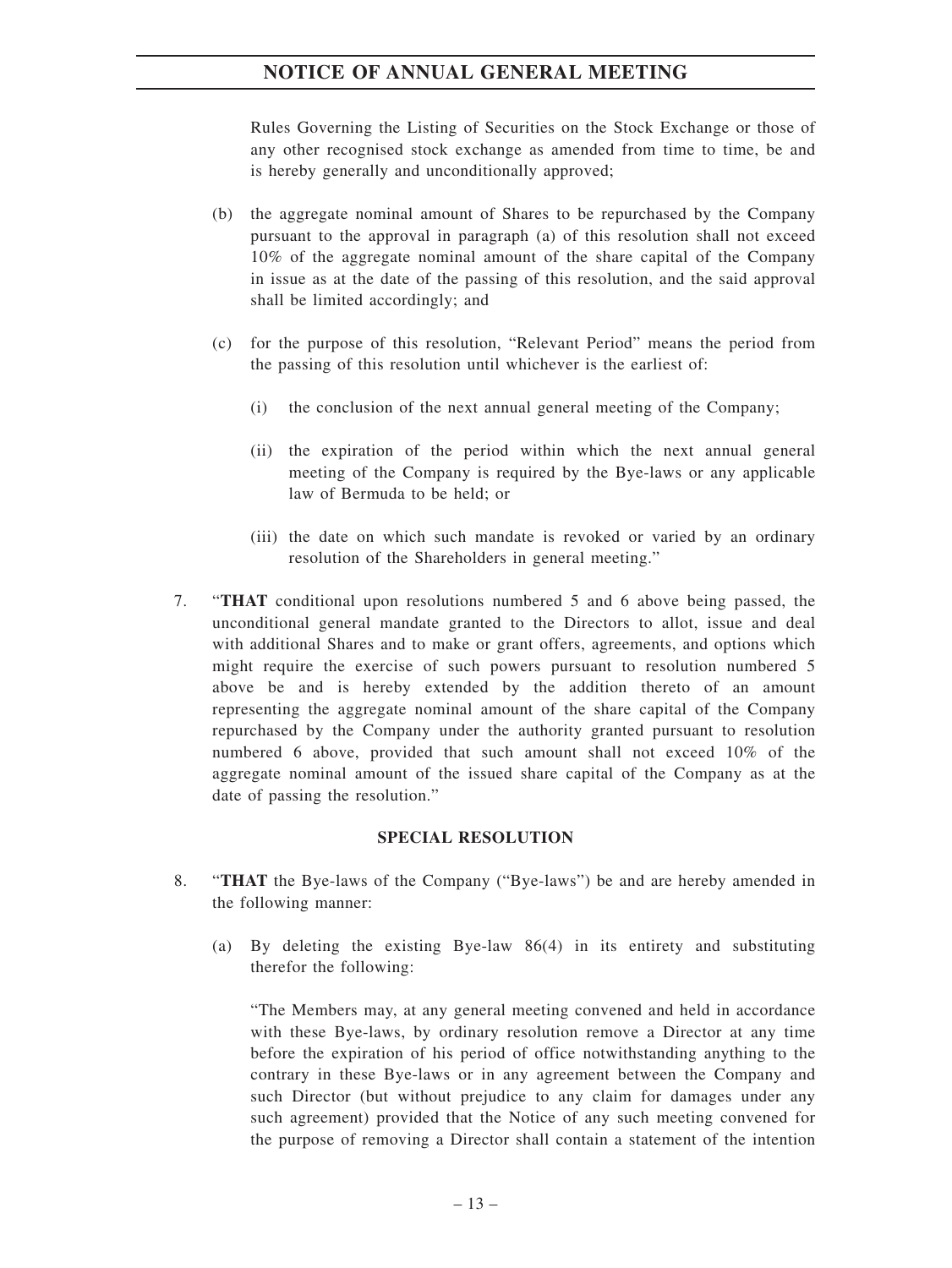Rules Governing the Listing of Securities on the Stock Exchange or those of any other recognised stock exchange as amended from time to time, be and is hereby generally and unconditionally approved;

(b) the aggregate nominal amount of Shares to be repurchased by the Company pursuant to the approval in paragraph (a) of this resolution shall not exceed 10% of the aggregate nominal amount of the share capital of the Company in issue as at the date of the passing of this resolution, and the said approval shall be limited accordingly; and

(c) for the purpose of this resolution, "Relevant Period" means the period from the passing of this resolution until whichever is the earliest of:

(i) the conclusion of the next annual general meeting of the Company;

(ii) the expiration of the period within which the next annual general meeting of the Company is required by the Bye-laws or any applicable law of Bermuda to be held; or

(iii) the date on which such mandate is revoked or varied by an ordinary resolution of the Shareholders in general meeting."

7. "**THAT** conditional upon resolutions numbered 5 and 6 above being passed, the unconditional general mandate granted to the Directors to allot, issue and deal with additional Shares and to make or grant offers, agreements, and options which might require the exercise of such powers pursuant to resolution numbered 5 above be and is hereby extended by the addition thereto of an amount representing the aggregate nominal amount of the share capital of the Company repurchased by the Company under the authority granted pursuant to resolution numbered 6 above, provided that such amount shall not exceed 10% of the aggregate nominal amount of the issued share capital of the Company as at the date of passing the resolution."

**SPECIAL RESOLUTION**

8. "**THAT** the Bye-laws of the Company ("Bye-laws") be and are hereby amended in the following manner:

(a) By deleting the existing Bye-law 86(4) in its entirety and substituting therefor the following:

"The Members may, at any general meeting convened and held in accordance with these Bye-laws, by ordinary resolution remove a Director at any time before the expiration of his period of office notwithstanding anything to the contrary in these Bye-laws or in any agreement between the Company and such Director (but without prejudice to any claim for damages under any such agreement) provided that the Notice of any such meeting convened for the purpose of removing a Director shall contain a statement of the intention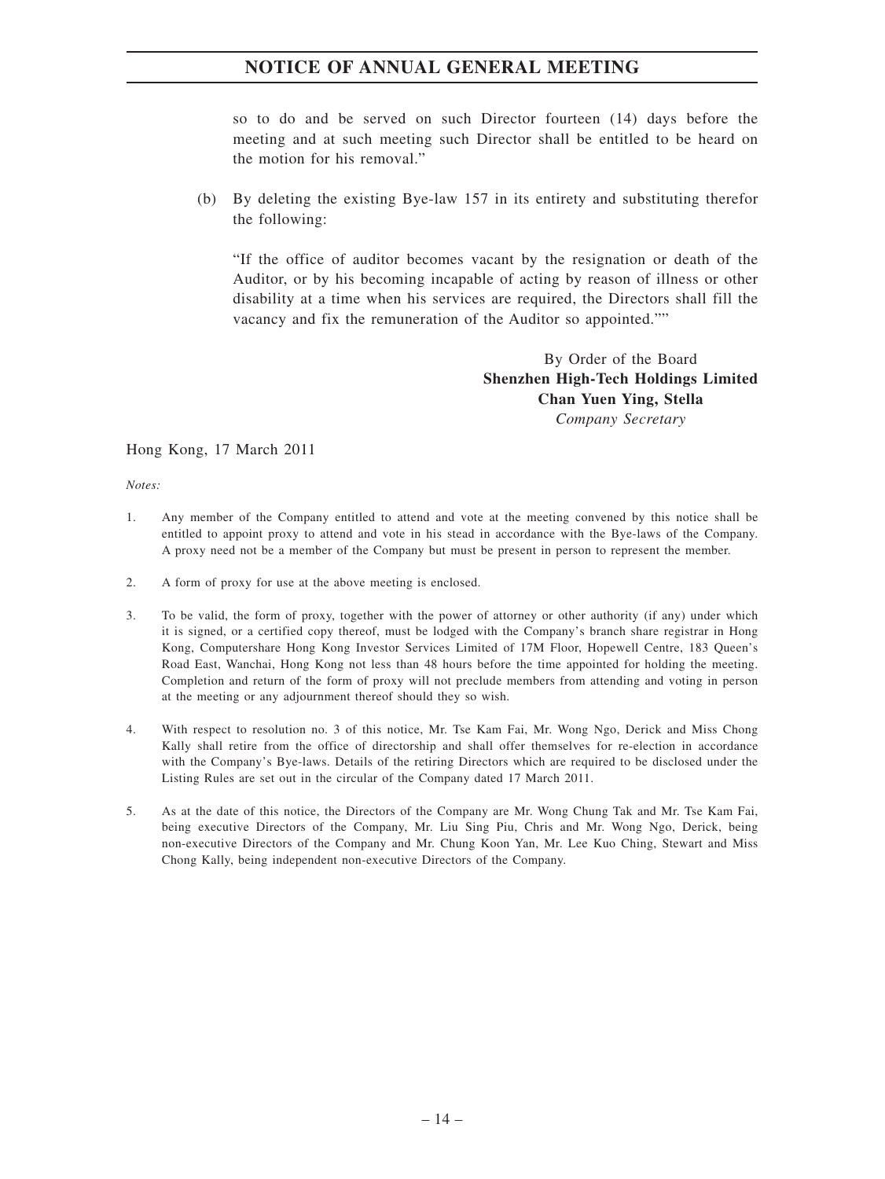so to do and be served on such Director fourteen (14) days before the meeting and at such meeting such Director shall be entitled to be heard on the motion for his removal."

(b) By deleting the existing Bye-law 157 in its entirety and substituting therefor the following:

"If the office of auditor becomes vacant by the resignation or death of the Auditor, or by his becoming incapable of acting by reason of illness or other disability at a time when his services are required, the Directors shall fill the vacancy and fix the remuneration of the Auditor so appointed.""

By Order of the Board
**Shenzhen High-Tech Holdings Limited**
**Chan Yuen Ying, Stella**
*Company Secretary*

Hong Kong, 17 March 2011

*Notes:*

1. Any member of the Company entitled to attend and vote at the meeting convened by this notice shall be entitled to appoint proxy to attend and vote in his stead in accordance with the Bye-laws of the Company. A proxy need not be a member of the Company but must be present in person to represent the member.

2. A form of proxy for use at the above meeting is enclosed.

3. To be valid, the form of proxy, together with the power of attorney or other authority (if any) under which it is signed, or a certified copy thereof, must be lodged with the Company's branch share registrar in Hong Kong, Computershare Hong Kong Investor Services Limited of 17M Floor, Hopewell Centre, 183 Queen's Road East, Wanchai, Hong Kong not less than 48 hours before the time appointed for holding the meeting. Completion and return of the form of proxy will not preclude members from attending and voting in person at the meeting or any adjournment thereof should they so wish.

4. With respect to resolution no. 3 of this notice, Mr. Tse Kam Fai, Mr. Wong Ngo, Derick and Miss Chong Kally shall retire from the office of directorship and shall offer themselves for re-election in accordance with the Company's Bye-laws. Details of the retiring Directors which are required to be disclosed under the Listing Rules are set out in the circular of the Company dated 17 March 2011.

5. As at the date of this notice, the Directors of the Company are Mr. Wong Chung Tak and Mr. Tse Kam Fai, being executive Directors of the Company, Mr. Liu Sing Piu, Chris and Mr. Wong Ngo, Derick, being non-executive Directors of the Company and Mr. Chung Koon Yan, Mr. Lee Kuo Ching, Stewart and Miss Chong Kally, being independent non-executive Directors of the Company.